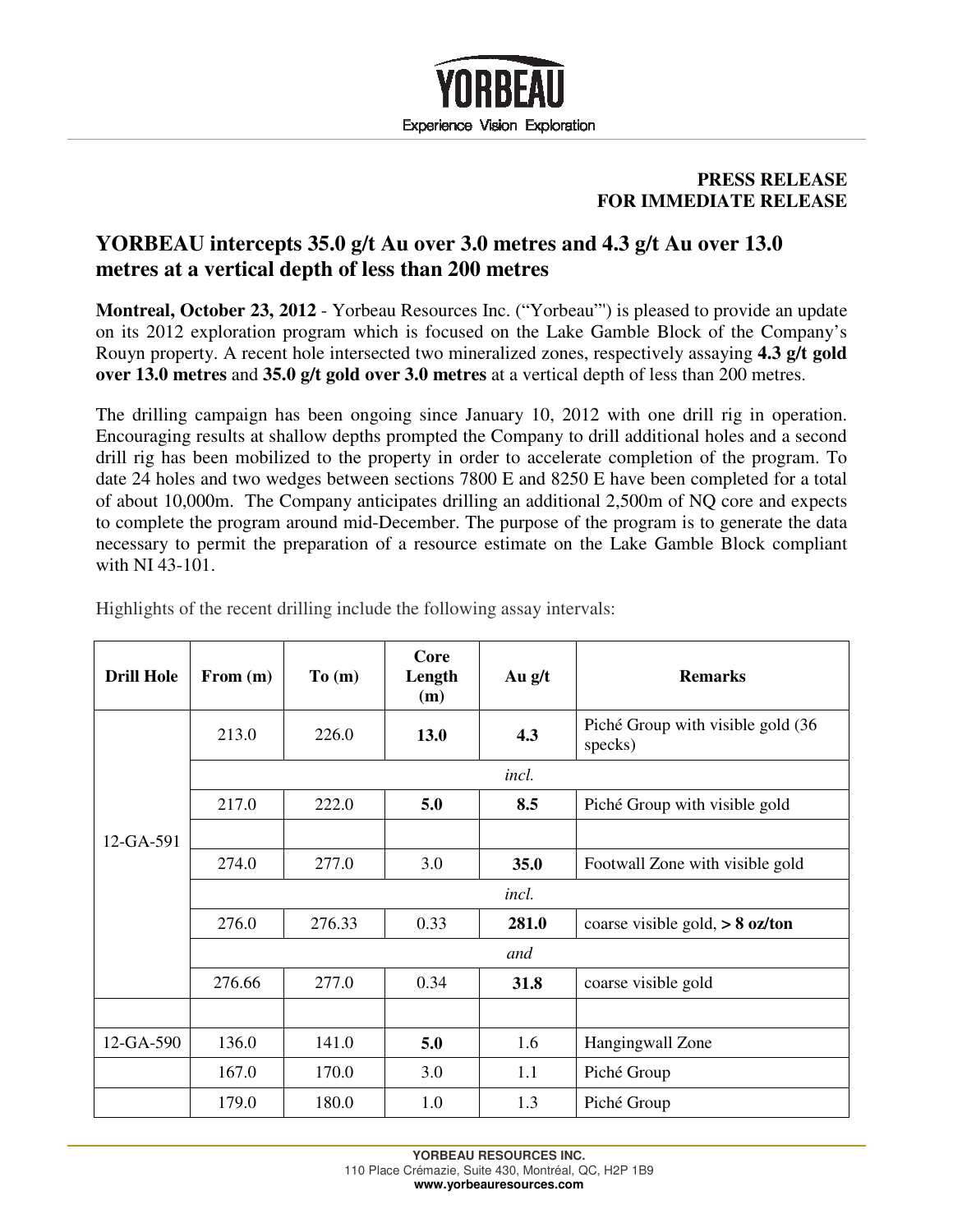YORBEAU

Experience Vision Exploration

**PRESS RELEASE**
**FOR IMMEDIATE RELEASE**

# YORBEAU intercepts 35.0 g/t Au over 3.0 metres and 4.3 g/t Au over 13.0 metres at a vertical depth of less than 200 metres

**Montreal, October 23, 2012** - Yorbeau Resources Inc. ("Yorbeau"') is pleased to provide an update on its 2012 exploration program which is focused on the Lake Gamble Block of the Company's Rouyn property. A recent hole intersected two mineralized zones, respectively assaying **4.3 g/t gold over 13.0 metres** and **35.0 g/t gold over 3.0 metres** at a vertical depth of less than 200 metres.

The drilling campaign has been ongoing since January 10, 2012 with one drill rig in operation. Encouraging results at shallow depths prompted the Company to drill additional holes and a second drill rig has been mobilized to the property in order to accelerate completion of the program. To date 24 holes and two wedges between sections 7800 E and 8250 E have been completed for a total of about 10,000m. The Company anticipates drilling an additional 2,500m of NQ core and expects to complete the program around mid-December. The purpose of the program is to generate the data necessary to permit the preparation of a resource estimate on the Lake Gamble Block compliant with NI 43-101.

Highlights of the recent drilling include the following assay intervals:

| Drill Hole | From (m) | To (m) | Core Length (m) | Au g/t | Remarks |
|---|---|---|---|---|---|
| 12-GA-591 | 213.0 | 226.0 | **13.0** | **4.3** | Piché Group with visible gold (36 specks) |
| | | | *incl.* | | |
| | 217.0 | 222.0 | **5.0** | **8.5** | Piché Group with visible gold |
| | | | | | |
| | 274.0 | 277.0 | 3.0 | **35.0** | Footwall Zone with visible gold |
| | | | *incl.* | | |
| | 276.0 | 276.33 | 0.33 | **281.0** | coarse visible gold, **> 8 oz/ton** |
| | | | *and* | | |
| | 276.66 | 277.0 | 0.34 | **31.8** | coarse visible gold |
| | | | | | |
| 12-GA-590 | 136.0 | 141.0 | **5.0** | 1.6 | Hangingwall Zone |
| | 167.0 | 170.0 | 3.0 | 1.1 | Piché Group |
| | 179.0 | 180.0 | 1.0 | 1.3 | Piché Group |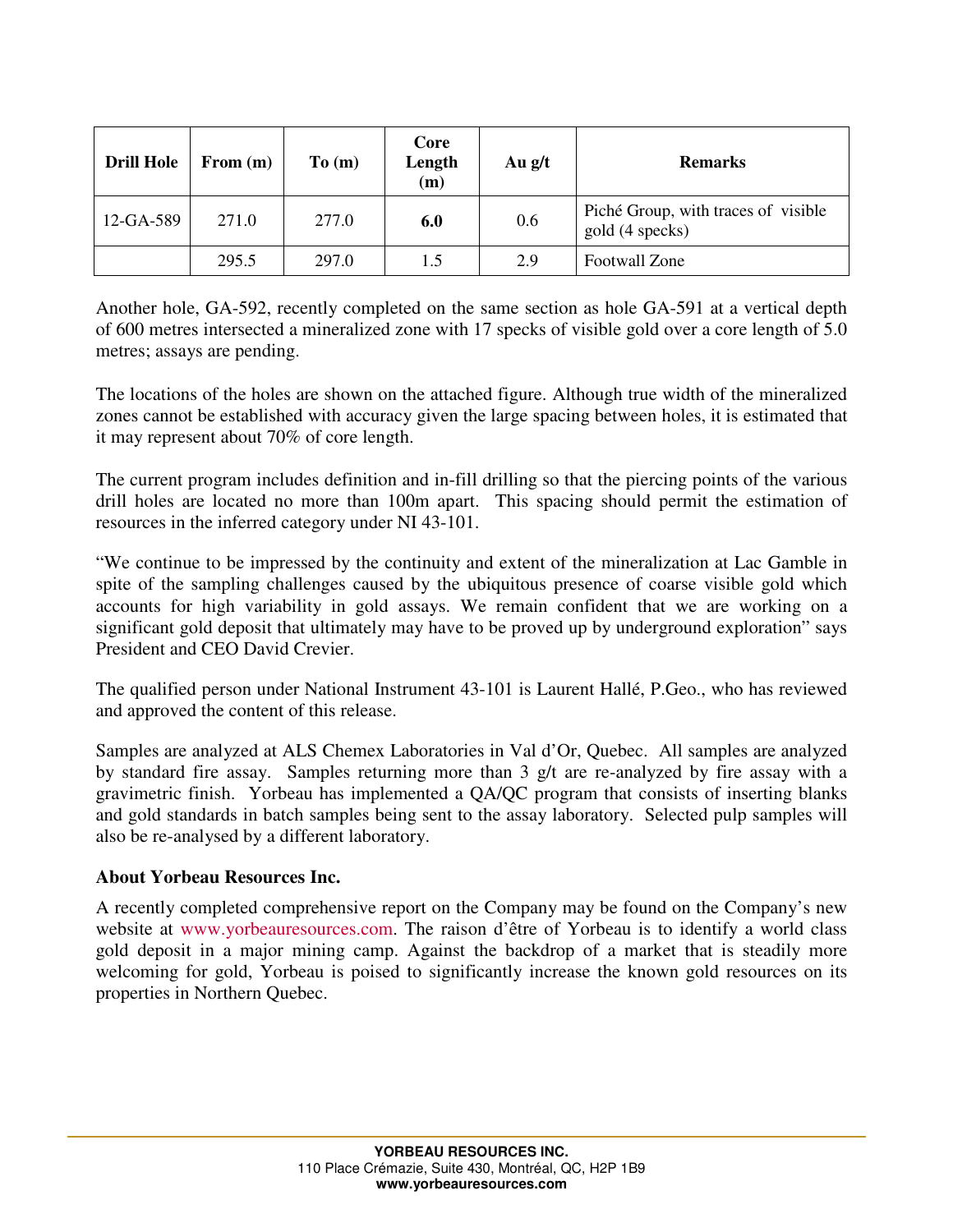| Drill Hole | From (m) | To (m) | Core Length (m) | Au g/t | Remarks |
|---|---|---|---|---|---|
| 12-GA-589 | 271.0 | 277.0 | **6.0** | 0.6 | Piché Group, with traces of visible gold (4 specks) |
| | 295.5 | 297.0 | 1.5 | 2.9 | Footwall Zone |

Another hole, GA-592, recently completed on the same section as hole GA-591 at a vertical depth of 600 metres intersected a mineralized zone with 17 specks of visible gold over a core length of 5.0 metres; assays are pending.

The locations of the holes are shown on the attached figure. Although true width of the mineralized zones cannot be established with accuracy given the large spacing between holes, it is estimated that it may represent about 70% of core length.

The current program includes definition and in-fill drilling so that the piercing points of the various drill holes are located no more than 100m apart. This spacing should permit the estimation of resources in the inferred category under NI 43-101.

"We continue to be impressed by the continuity and extent of the mineralization at Lac Gamble in spite of the sampling challenges caused by the ubiquitous presence of coarse visible gold which accounts for high variability in gold assays. We remain confident that we are working on a significant gold deposit that ultimately may have to be proved up by underground exploration" says President and CEO David Crevier.

The qualified person under National Instrument 43-101 is Laurent Hallé, P.Geo., who has reviewed and approved the content of this release.

Samples are analyzed at ALS Chemex Laboratories in Val d'Or, Quebec. All samples are analyzed by standard fire assay. Samples returning more than 3 g/t are re-analyzed by fire assay with a gravimetric finish. Yorbeau has implemented a QA/QC program that consists of inserting blanks and gold standards in batch samples being sent to the assay laboratory. Selected pulp samples will also be re-analysed by a different laboratory.

**About Yorbeau Resources Inc.**

A recently completed comprehensive report on the Company may be found on the Company's new website at www.yorbeauresources.com. The raison d'être of Yorbeau is to identify a world class gold deposit in a major mining camp. Against the backdrop of a market that is steadily more welcoming for gold, Yorbeau is poised to significantly increase the known gold resources on its properties in Northern Quebec.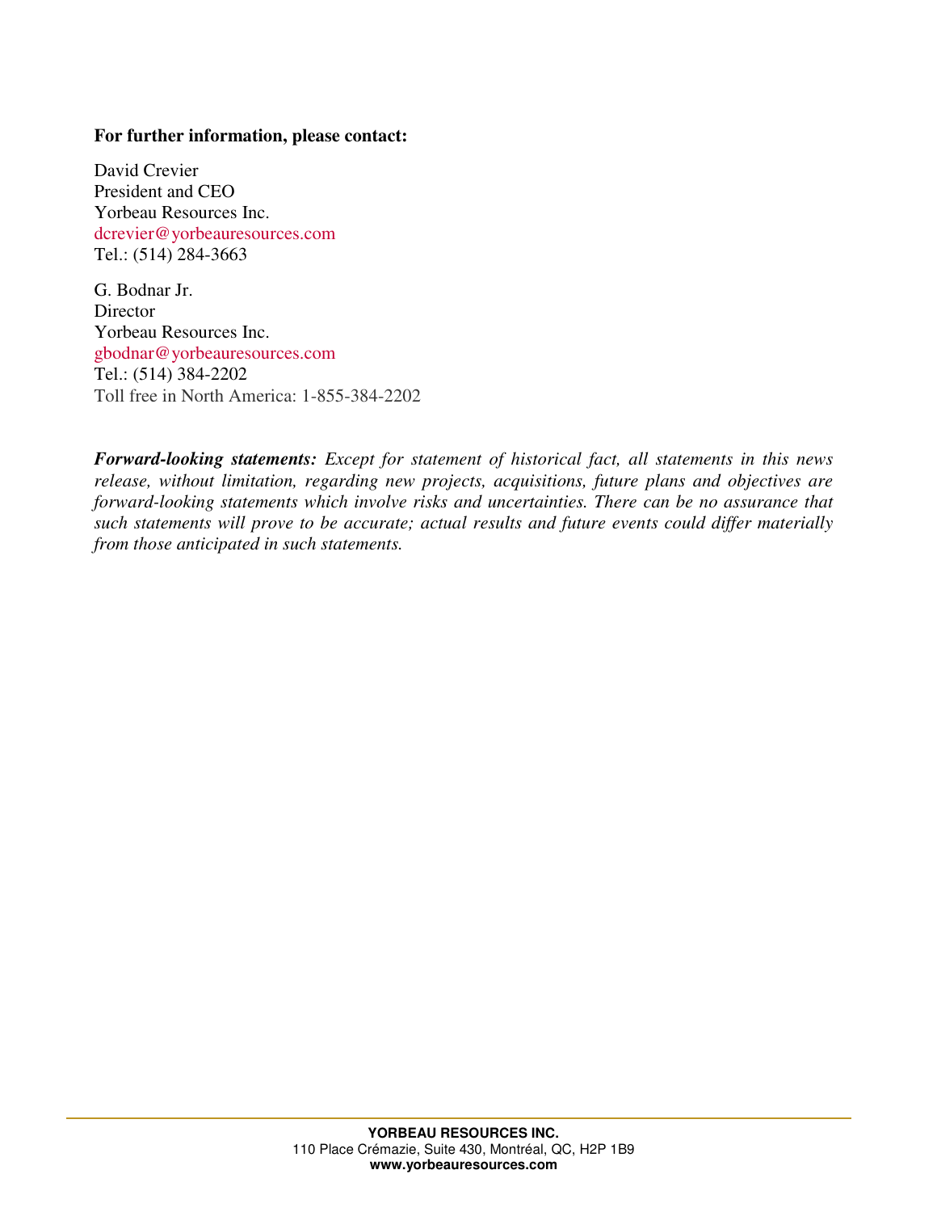**For further information, please contact:**

David Crevier
President and CEO
Yorbeau Resources Inc.
dcrevier@yorbeauresources.com
Tel.: (514) 284-3663

G. Bodnar Jr.
Director
Yorbeau Resources Inc.
gbodnar@yorbeauresources.com
Tel.: (514) 384-2202
Toll free in North America: 1-855-384-2202

***Forward-looking statements:*** *Except for statement of historical fact, all statements in this news release, without limitation, regarding new projects, acquisitions, future plans and objectives are forward-looking statements which involve risks and uncertainties. There can be no assurance that such statements will prove to be accurate; actual results and future events could differ materially from those anticipated in such statements.*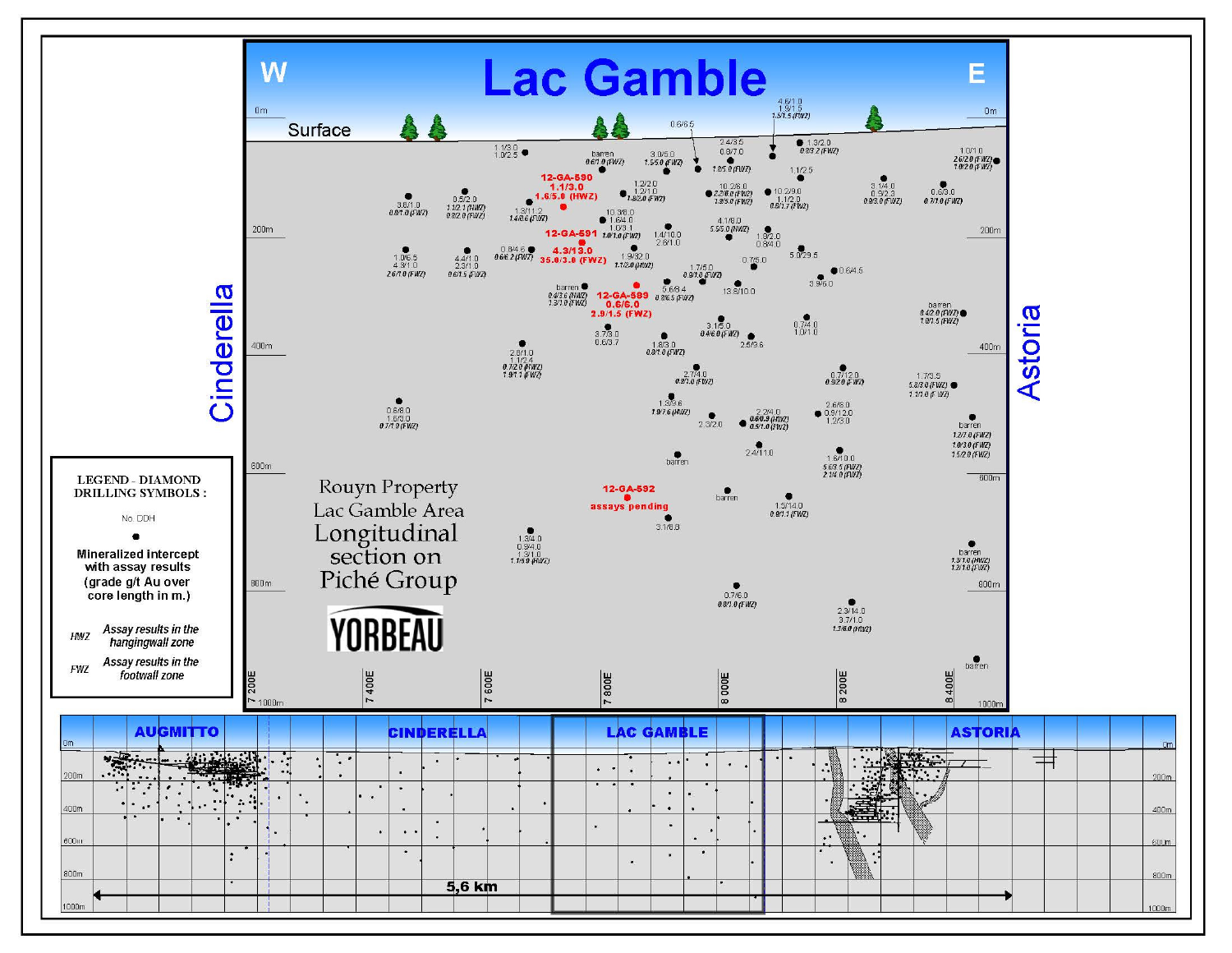# Lac Gamble

W

E

Cinderella

Astoria

Surface

0m

200m

400m

600m

800m

1000m

7 200E

7 400E

7 600E

7 800E

8 000E

8 200E

8 400E

12-GA-590
1.1/3.0
1.6/5.0 (HWZ)

12-GA-591
4.3/13.0
35.0/3.0 (FWZ)

12-GA-589
0.6/6.0
2.9/1.5 (FWZ)

12-GA-592
assays pending

Rouyn Property
Lac Gamble Area
Longitudinal section on
Piché Group

YORBEAU

LEGEND - DIAMOND DRILLING SYMBOLS :

No. DDH

Mineralized intercept with assay results (grade g/t Au over core length in m.)

HWZ Assay results in the hangingwall zone

FWZ Assay results in the footwall zone

AUGMITTO

CINDERELLA

LAC GAMBLE

ASTORIA

5,6 km